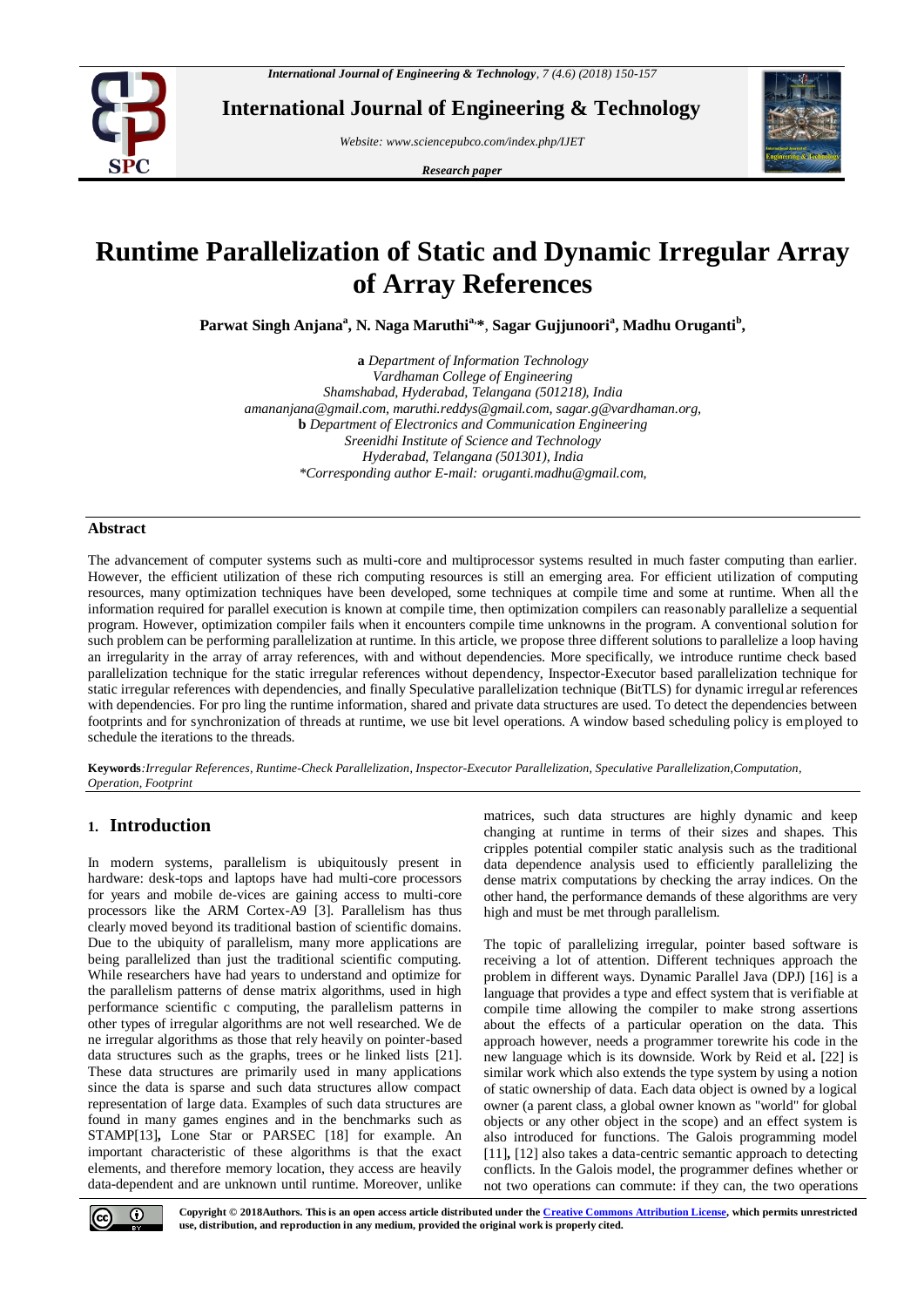# Runtime Parallelization of Static and Dynamic Irregular Array of Array References

**Parwat Singh Anjana[a], N. Naga Maruthi[a,\*], Sagar Gujjunoori[a], Madhu Oruganti[b],**

**a** *Department of Information Technology*
*Vardhaman College of Engineering*
*Shamshabad, Hyderabad, Telangana (501218), India*
*amananjana@gmail.com, maruthi.reddys@gmail.com, sagar.g@vardhaman.org,*
**b** *Department of Electronics and Communication Engineering*
*Sreenidhi Institute of Science and Technology*
*Hyderabad, Telangana (501301), India*
*\*Corresponding author E-mail: oruganti.madhu@gmail.com,*

## Abstract

The advancement of computer systems such as multi-core and multiprocessor systems resulted in much faster computing than earlier. However, the efficient utilization of these rich computing resources is still an emerging area. For efficient utilization of computing resources, many optimization techniques have been developed, some techniques at compile time and some at runtime. When all the information required for parallel execution is known at compile time, then optimization compilers can reasonably parallelize a sequential program. However, optimization compiler fails when it encounters compile time unknowns in the program. A conventional solution for such problem can be performing parallelization at runtime. In this article, we propose three different solutions to parallelize a loop having an irregularity in the array of array references, with and without dependencies. More specifically, we introduce runtime check based parallelization technique for the static irregular references without dependency, Inspector-Executor based parallelization technique for static irregular references with dependencies, and finally Speculative parallelization technique (BitTLS) for dynamic irregular references with dependencies. For pro ling the runtime information, shared and private data structures are used. To detect the dependencies between footprints and for synchronization of threads at runtime, we use bit level operations. A window based scheduling policy is employed to schedule the iterations to the threads.

**Keywords***:Irregular References, Runtime-Check Parallelization, Inspector-Executor Parallelization, Speculative Parallelization,Computation, Operation, Footprint*

## 1. Introduction

In modern systems, parallelism is ubiquitously present in hardware: desk-tops and laptops have had multi-core processors for years and mobile de-vices are gaining access to multi-core processors like the ARM Cortex-A9 [3]. Parallelism has thus clearly moved beyond its traditional bastion of scientific domains. Due to the ubiquity of parallelism, many more applications are being parallelized than just the traditional scientific computing. While researchers have had years to understand and optimize for the parallelism patterns of dense matrix algorithms, used in high performance scientific c computing, the parallelism patterns in other types of irregular algorithms are not well researched. We de ne irregular algorithms as those that rely heavily on pointer-based data structures such as the graphs, trees or he linked lists [21]. These data structures are primarily used in many applications since the data is sparse and such data structures allow compact representation of large data. Examples of such data structures are found in many games engines and in the benchmarks such as STAMP[13]**,** Lone Star or PARSEC [18] for example. An important characteristic of these algorithms is that the exact elements, and therefore memory location, they access are heavily data-dependent and are unknown until runtime. Moreover, unlike matrices, such data structures are highly dynamic and keep changing at runtime in terms of their sizes and shapes. This cripples potential compiler static analysis such as the traditional data dependence analysis used to efficiently parallelizing the dense matrix computations by checking the array indices. On the other hand, the performance demands of these algorithms are very high and must be met through parallelism.

The topic of parallelizing irregular, pointer based software is receiving a lot of attention. Different techniques approach the problem in different ways. Dynamic Parallel Java (DPJ) [16] is a language that provides a type and effect system that is verifiable at compile time allowing the compiler to make strong assertions about the effects of a particular operation on the data. This approach however, needs a programmer torewrite his code in the new language which is its downside. Work by Reid et al**.** [22] is similar work which also extends the type system by using a notion of static ownership of data. Each data object is owned by a logical owner (a parent class, a global owner known as "world" for global objects or any other object in the scope) and an effect system is also introduced for functions. The Galois programming model [11]**,** [12] also takes a data-centric semantic approach to detecting conflicts. In the Galois model, the programmer defines whether or not two operations can commute: if they can, the two operations

**Copyright © 2018Authors. This is an open access article distributed under the Creative Commons Attribution License, which permits unrestricted use, distribution, and reproduction in any medium, provided the original work is properly cited.**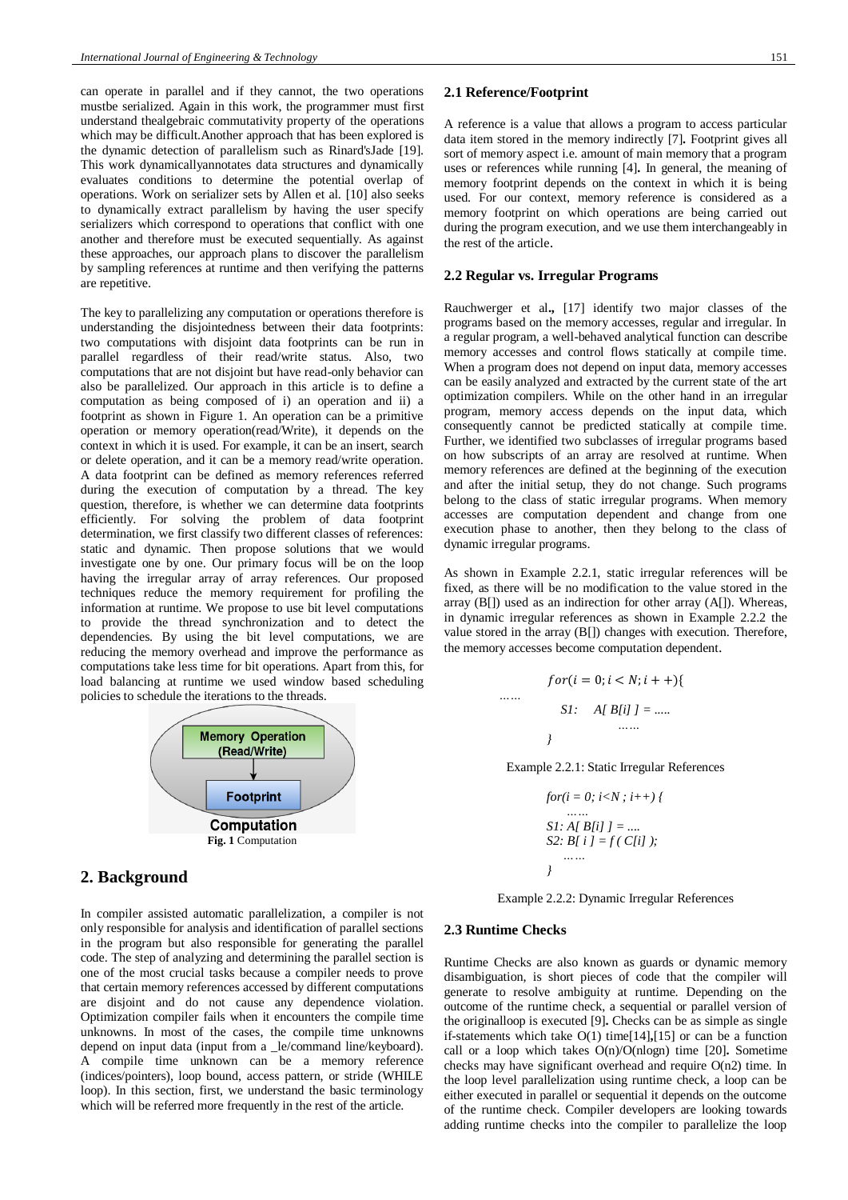can operate in parallel and if they cannot, the two operations mustbe serialized. Again in this work, the programmer must first understand thealgebraic commutativity property of the operations which may be difficult.Another approach that has been explored is the dynamic detection of parallelism such as Rinard'sJade [19]. This work dynamicallyannotates data structures and dynamically evaluates conditions to determine the potential overlap of operations. Work on serializer sets by Allen et al. [10] also seeks to dynamically extract parallelism by having the user specify serializers which correspond to operations that conflict with one another and therefore must be executed sequentially. As against these approaches, our approach plans to discover the parallelism by sampling references at runtime and then verifying the patterns are repetitive.

The key to parallelizing any computation or operations therefore is understanding the disjointedness between their data footprints: two computations with disjoint data footprints can be run in parallel regardless of their read/write status. Also, two computations that are not disjoint but have read-only behavior can also be parallelized. Our approach in this article is to define a computation as being composed of i) an operation and ii) a footprint as shown in Figure 1. An operation can be a primitive operation or memory operation(read/Write), it depends on the context in which it is used. For example, it can be an insert, search or delete operation, and it can be a memory read/write operation. A data footprint can be defined as memory references referred during the execution of computation by a thread. The key question, therefore, is whether we can determine data footprints efficiently. For solving the problem of data footprint determination, we first classify two different classes of references: static and dynamic. Then propose solutions that we would investigate one by one. Our primary focus will be on the loop having the irregular array of array references. Our proposed techniques reduce the memory requirement for profiling the information at runtime. We propose to use bit level computations to provide the thread synchronization and to detect the dependencies. By using the bit level computations, we are reducing the memory overhead and improve the performance as computations take less time for bit operations. Apart from this, for load balancing at runtime we used window based scheduling policies to schedule the iterations to the threads.

Memory Operation (Read/Write)

Footprint

Computation

**Fig. 1** Computation

## 2. Background

In compiler assisted automatic parallelization, a compiler is not only responsible for analysis and identification of parallel sections in the program but also responsible for generating the parallel code. The step of analyzing and determining the parallel section is one of the most crucial tasks because a compiler needs to prove that certain memory references accessed by different computations are disjoint and do not cause any dependence violation. Optimization compiler fails when it encounters the compile time unknowns. In most of the cases, the compile time unknowns depend on input data (input from a _le/command line/keyboard). A compile time unknown can be a memory reference (indices/pointers), loop bound, access pattern, or stride (WHILE loop). In this section, first, we understand the basic terminology which will be referred more frequently in the rest of the article.

### 2.1 Reference/Footprint

A reference is a value that allows a program to access particular data item stored in the memory indirectly [7]**.** Footprint gives all sort of memory aspect i.e. amount of main memory that a program uses or references while running [4]**.** In general, the meaning of memory footprint depends on the context in which it is being used. For our context, memory reference is considered as a memory footprint on which operations are being carried out during the program execution, and we use them interchangeably in the rest of the article.

### 2.2 Regular vs. Irregular Programs

Rauchwerger et al**.,** [17] identify two major classes of the programs based on the memory accesses, regular and irregular. In a regular program, a well-behaved analytical function can describe memory accesses and control flows statically at compile time. When a program does not depend on input data, memory accesses can be easily analyzed and extracted by the current state of the art optimization compilers. While on the other hand in an irregular program, memory access depends on the input data, which consequently cannot be predicted statically at compile time. Further, we identified two subclasses of irregular programs based on how subscripts of an array are resolved at runtime. When memory references are defined at the beginning of the execution and after the initial setup, they do not change. Such programs belong to the class of static irregular programs. When memory accesses are computation dependent and change from one execution phase to another, then they belong to the class of dynamic irregular programs.

As shown in Example 2.2.1, static irregular references will be fixed, as there will be no modification to the value stored in the array (B[]) used as an indirection for other array (A[]). Whereas, in dynamic irregular references as shown in Example 2.2.2 the value stored in the array (B[]) changes with execution. Therefore, the memory accesses become computation dependent.

```
for(i = 0; i < N; i++){
……
    S1:   A[ B[i] ] = .....
                ……
}
```

Example 2.2.1: Static Irregular References

```
for(i = 0; i<N ; i++) {
    ……
S1: A[ B[i] ] = ....
S2: B[ i ] = f ( C[i] );
    ……
}
```

Example 2.2.2: Dynamic Irregular References

### 2.3 Runtime Checks

Runtime Checks are also known as guards or dynamic memory disambiguation, is short pieces of code that the compiler will generate to resolve ambiguity at runtime. Depending on the outcome of the runtime check, a sequential or parallel version of the originalloop is executed [9]**.** Checks can be as simple as single if-statements which take O(1) time[14]**,**[15] or can be a function call or a loop which takes O(n)/O(nlogn) time [20]**.** Sometime checks may have significant overhead and require O(n2) time. In the loop level parallelization using runtime check, a loop can be either executed in parallel or sequential it depends on the outcome of the runtime check. Compiler developers are looking towards adding runtime checks into the compiler to parallelize the loop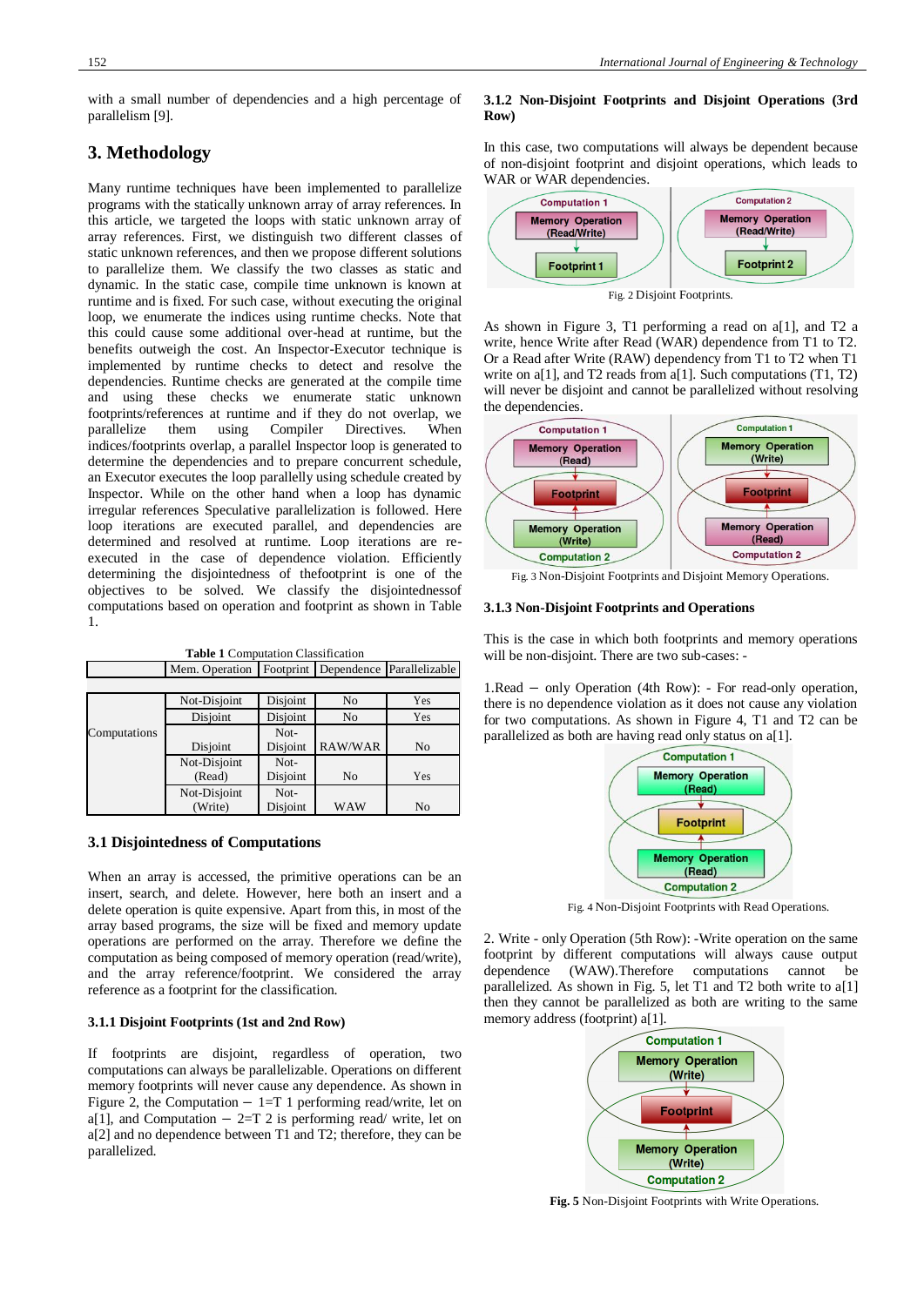with a small number of dependencies and a high percentage of parallelism [9].

## 3. Methodology

Many runtime techniques have been implemented to parallelize programs with the statically unknown array of array references. In this article, we targeted the loops with static unknown array of array references. First, we distinguish two different classes of static unknown references, and then we propose different solutions to parallelize them. We classify the two classes as static and dynamic. In the static case, compile time unknown is known at runtime and is fixed. For such case, without executing the original loop, we enumerate the indices using runtime checks. Note that this could cause some additional over-head at runtime, but the benefits outweigh the cost. An Inspector-Executor technique is implemented by runtime checks to detect and resolve the dependencies. Runtime checks are generated at the compile time and using these checks we enumerate static unknown footprints/references at runtime and if they do not overlap, we parallelize them using Compiler Directives. When indices/footprints overlap, a parallel Inspector loop is generated to determine the dependencies and to prepare concurrent schedule, an Executor executes the loop parallelly using schedule created by Inspector. While on the other hand when a loop has dynamic irregular references Speculative parallelization is followed. Here loop iterations are executed parallel, and dependencies are determined and resolved at runtime. Loop iterations are re-executed in the case of dependence violation. Efficiently determining the disjointedness of thefootprint is one of the objectives to be solved. We classify the disjointednessof computations based on operation and footprint as shown in Table 1.

**Table 1** Computation Classification

| | Mem. Operation | Footprint | Dependence | Parallelizable |
|---|---|---|---|---|
| Computations | Not-Disjoint | Disjoint | No | Yes |
| | Disjoint | Disjoint | No | Yes |
| | Disjoint | Not-Disjoint | RAW/WAR | No |
| | Not-Disjoint (Read) | Not-Disjoint | No | Yes |
| | Not-Disjoint (Write) | Not-Disjoint | WAW | No |

### 3.1 Disjointedness of Computations

When an array is accessed, the primitive operations can be an insert, search, and delete. However, here both an insert and a delete operation is quite expensive. Apart from this, in most of the array based programs, the size will be fixed and memory update operations are performed on the array. Therefore we define the computation as being composed of memory operation (read/write), and the array reference/footprint. We considered the array reference as a footprint for the classification.

#### 3.1.1 Disjoint Footprints (1st and 2nd Row)

If footprints are disjoint, regardless of operation, two computations can always be parallelizable. Operations on different memory footprints will never cause any dependence. As shown in Figure 2, the Computation − 1=T 1 performing read/write, let on a[1], and Computation − 2=T 2 is performing read/ write, let on a[2] and no dependence between T1 and T2; therefore, they can be parallelized.

#### 3.1.2 Non-Disjoint Footprints and Disjoint Operations (3rd Row)

In this case, two computations will always be dependent because of non-disjoint footprint and disjoint operations, which leads to WAR or WAR dependencies.

Fig. 2 Disjoint Footprints.

As shown in Figure 3, T1 performing a read on a[1], and T2 a write, hence Write after Read (WAR) dependence from T1 to T2. Or a Read after Write (RAW) dependency from T1 to T2 when T1 write on a[1], and T2 reads from a[1]. Such computations (T1, T2) will never be disjoint and cannot be parallelized without resolving the dependencies.

Fig. 3 Non-Disjoint Footprints and Disjoint Memory Operations.

#### 3.1.3 Non-Disjoint Footprints and Operations

This is the case in which both footprints and memory operations will be non-disjoint. There are two sub-cases: -

1.Read − only Operation (4th Row): - For read-only operation, there is no dependence violation as it does not cause any violation for two computations. As shown in Figure 4, T1 and T2 can be parallelized as both are having read only status on a[1].

Fig. 4 Non-Disjoint Footprints with Read Operations.

2. Write - only Operation (5th Row): -Write operation on the same footprint by different computations will always cause output dependence (WAW).Therefore computations cannot be parallelized. As shown in Fig. 5, let T1 and T2 both write to a[1] then they cannot be parallelized as both are writing to the same memory address (footprint) a[1].

**Fig. 5** Non-Disjoint Footprints with Write Operations.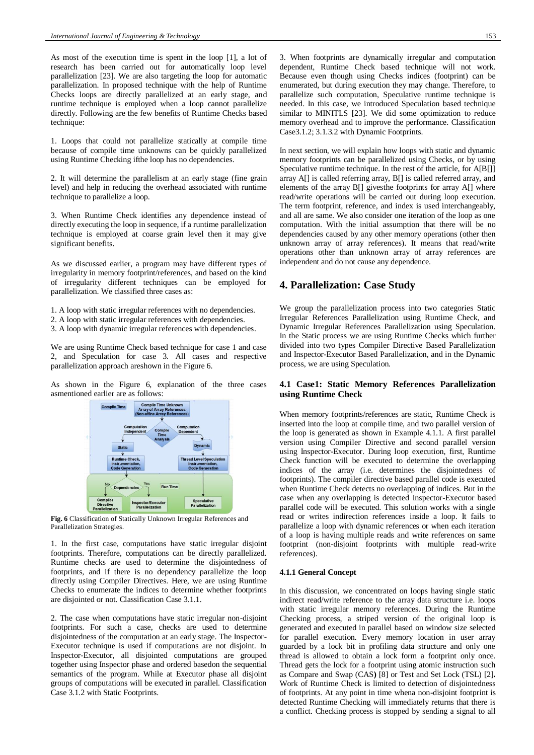As most of the execution time is spent in the loop [1], a lot of research has been carried out for automatically loop level parallelization [23]. We are also targeting the loop for automatic parallelization. In proposed technique with the help of Runtime Checks loops are directly parallelized at an early stage, and runtime technique is employed when a loop cannot parallelize directly. Following are the few benefits of Runtime Checks based technique:

1. Loops that could not parallelize statically at compile time because of compile time unknowns can be quickly parallelized using Runtime Checking ifthe loop has no dependencies.

2. It will determine the parallelism at an early stage (fine grain level) and help in reducing the overhead associated with runtime technique to parallelize a loop.

3. When Runtime Check identifies any dependence instead of directly executing the loop in sequence, if a runtime parallelization technique is employed at coarse grain level then it may give significant benefits.

As we discussed earlier, a program may have different types of irregularity in memory footprint/references, and based on the kind of irregularity different techniques can be employed for parallelization. We classified three cases as:

1. A loop with static irregular references with no dependencies.
2. A loop with static irregular references with dependencies.
3. A loop with dynamic irregular references with dependencies.

We are using Runtime Check based technique for case 1 and case 2, and Speculation for case 3. All cases and respective parallelization approach areshown in the Figure 6.

As shown in the Figure 6, explanation of the three cases asmentioned earlier are as follows:

**Fig. 6** Classification of Statically Unknown Irregular References and Parallelization Strategies.

1. In the first case, computations have static irregular disjoint footprints. Therefore, computations can be directly parallelized. Runtime checks are used to determine the disjointedness of footprints, and if there is no dependency parallelize the loop directly using Compiler Directives. Here, we are using Runtime Checks to enumerate the indices to determine whether footprints are disjointed or not. Classification Case 3.1.1.

2. The case when computations have static irregular non-disjoint footprints. For such a case, checks are used to determine disjointedness of the computation at an early stage. The Inspector-Executor technique is used if computations are not disjoint. In Inspector-Executor, all disjointed computations are grouped together using Inspector phase and ordered basedon the sequential semantics of the program. While at Executor phase all disjoint groups of computations will be executed in parallel. Classification Case 3.1.2 with Static Footprints.

3. When footprints are dynamically irregular and computation dependent, Runtime Check based technique will not work. Because even though using Checks indices (footprint) can be enumerated, but during execution they may change. Therefore, to parallelize such computation, Speculative runtime technique is needed. In this case, we introduced Speculation based technique similar to MINITLS [23]. We did some optimization to reduce memory overhead and to improve the performance. Classification Case3.1.2; 3.1.3.2 with Dynamic Footprints.

In next section, we will explain how loops with static and dynamic memory footprints can be parallelized using Checks, or by using Speculative runtime technique. In the rest of the article, for A[B[]] array A[] is called referring array, B[] is called referred array, and elements of the array B[] givesthe footprints for array A[] where read/write operations will be carried out during loop execution. The term footprint, reference, and index is used interchangeably, and all are same. We also consider one iteration of the loop as one computation. With the initial assumption that there will be no dependencies caused by any other memory operations (other then unknown array of array references). It means that read/write operations other than unknown array of array references are independent and do not cause any dependence.

## 4. Parallelization: Case Study

We group the parallelization process into two categories Static Irregular References Parallelization using Runtime Check, and Dynamic Irregular References Parallelization using Speculation. In the Static process we are using Runtime Checks which further divided into two types Compiler Directive Based Parallelization and Inspector-Executor Based Parallelization, and in the Dynamic process, we are using Speculation.

### 4.1 Case1: Static Memory References Parallelization using Runtime Check

When memory footprints/references are static, Runtime Check is inserted into the loop at compile time, and two parallel version of the loop is generated as shown in Example 4.1.1. A first parallel version using Compiler Directive and second parallel version using Inspector-Executor. During loop execution, first, Runtime Check function will be executed to determine the overlapping indices of the array (i.e. determines the disjointedness of footprints). The compiler directive based parallel code is executed when Runtime Check detects no overlapping of indices. But in the case when any overlapping is detected Inspector-Executor based parallel code will be executed. This solution works with a single read or writes indirection references inside a loop. It fails to parallelize a loop with dynamic references or when each iteration of a loop is having multiple reads and write references on same footprint (non-disjoint footprints with multiple read-write references).

#### 4.1.1 General Concept

In this discussion, we concentrated on loops having single static indirect read/write reference to the array data structure i.e. loops with static irregular memory references. During the Runtime Checking process, a striped version of the original loop is generated and executed in parallel based on window size selected for parallel execution. Every memory location in user array guarded by a lock bit in profiling data structure and only one thread is allowed to obtain a lock form a footprint only once. Thread gets the lock for a footprint using atomic instruction such as Compare and Swap (CAS**)** [8] or Test and Set Lock (TSL) [2]**.** Work of Runtime Check is limited to detection of disjointedness of footprints. At any point in time whena non-disjoint footprint is detected Runtime Checking will immediately returns that there is a conflict. Checking process is stopped by sending a signal to all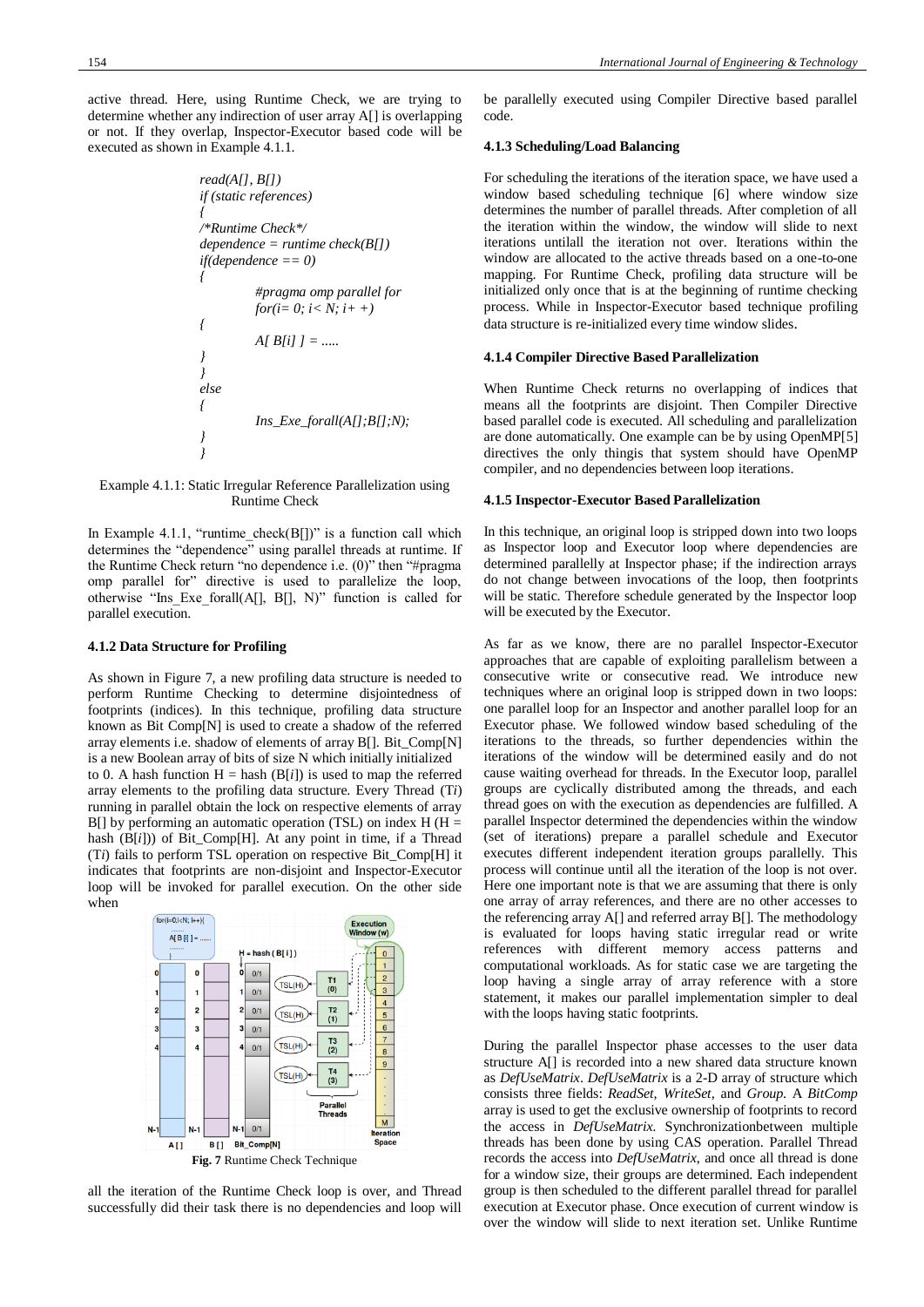active thread. Here, using Runtime Check, we are trying to determine whether any indirection of user array A[] is overlapping or not. If they overlap, Inspector-Executor based code will be executed as shown in Example 4.1.1.

```
read(A[], B[])
if (static references)
{
/*Runtime Check*/
dependence = runtime check(B[])
if(dependence == 0)
{
        #pragma omp parallel for
        for(i= 0; i< N; i+ +)
{
        A[ B[i] ] = .....
}
}
else
{
        Ins_Exe_forall(A[];B[];N);
}
}
```

Example 4.1.1: Static Irregular Reference Parallelization using Runtime Check

In Example 4.1.1, "runtime_check(B[])" is a function call which determines the "dependence" using parallel threads at runtime. If the Runtime Check return "no dependence i.e. (0)" then "#pragma omp parallel for" directive is used to parallelize the loop, otherwise "Ins_Exe_forall(A[], B[], N)" function is called for parallel execution.

#### 4.1.2 Data Structure for Profiling

As shown in Figure 7, a new profiling data structure is needed to perform Runtime Checking to determine disjointedness of footprints (indices). In this technique, profiling data structure known as Bit Comp[N] is used to create a shadow of the referred array elements i.e. shadow of elements of array B[]. Bit_Comp[N] is a new Boolean array of bits of size N which initially initialized to 0. A hash function H = hash (B[*i*]) is used to map the referred array elements to the profiling data structure. Every Thread (T*i*) running in parallel obtain the lock on respective elements of array B[] by performing an automatic operation (TSL) on index H (H = hash (B[*i*])) of Bit_Comp[H]. At any point in time, if a Thread (T*i*) fails to perform TSL operation on respective Bit_Comp[H] it indicates that footprints are non-disjoint and Inspector-Executor loop will be invoked for parallel execution. On the other side when

**Fig. 7** Runtime Check Technique

all the iteration of the Runtime Check loop is over, and Thread successfully did their task there is no dependencies and loop will be parallelly executed using Compiler Directive based parallel code.

#### 4.1.3 Scheduling/Load Balancing

For scheduling the iterations of the iteration space, we have used a window based scheduling technique [6] where window size determines the number of parallel threads. After completion of all the iteration within the window, the window will slide to next iterations untilall the iteration not over. Iterations within the window are allocated to the active threads based on a one-to-one mapping. For Runtime Check, profiling data structure will be initialized only once that is at the beginning of runtime checking process. While in Inspector-Executor based technique profiling data structure is re-initialized every time window slides.

#### 4.1.4 Compiler Directive Based Parallelization

When Runtime Check returns no overlapping of indices that means all the footprints are disjoint. Then Compiler Directive based parallel code is executed. All scheduling and parallelization are done automatically. One example can be by using OpenMP[5] directives the only thingis that system should have OpenMP compiler, and no dependencies between loop iterations.

#### 4.1.5 Inspector-Executor Based Parallelization

In this technique, an original loop is stripped down into two loops as Inspector loop and Executor loop where dependencies are determined parallelly at Inspector phase; if the indirection arrays do not change between invocations of the loop, then footprints will be static. Therefore schedule generated by the Inspector loop will be executed by the Executor.

As far as we know, there are no parallel Inspector-Executor approaches that are capable of exploiting parallelism between a consecutive write or consecutive read. We introduce new techniques where an original loop is stripped down in two loops: one parallel loop for an Inspector and another parallel loop for an Executor phase. We followed window based scheduling of the iterations to the threads, so further dependencies within the iterations of the window will be determined easily and do not cause waiting overhead for threads. In the Executor loop, parallel groups are cyclically distributed among the threads, and each thread goes on with the execution as dependencies are fulfilled. A parallel Inspector determined the dependencies within the window (set of iterations) prepare a parallel schedule and Executor executes different independent iteration groups parallelly. This process will continue until all the iteration of the loop is not over. Here one important note is that we are assuming that there is only one array of array references, and there are no other accesses to the referencing array A[] and referred array B[]. The methodology is evaluated for loops having static irregular read or write references with different memory access patterns and computational workloads. As for static case we are targeting the loop having a single array of array reference with a store statement, it makes our parallel implementation simpler to deal with the loops having static footprints.

During the parallel Inspector phase accesses to the user data structure A[] is recorded into a new shared data structure known as *DefUseMatrix*. *DefUseMatrix* is a 2-D array of structure which consists three fields: *ReadSet*, *WriteSet,* and *Group.* A *BitComp* array is used to get the exclusive ownership of footprints to record the access in *DefUseMatrix*. Synchronizationbetween multiple threads has been done by using CAS operation. Parallel Thread records the access into *DefUseMatrix*, and once all thread is done for a window size, their groups are determined. Each independent group is then scheduled to the different parallel thread for parallel execution at Executor phase. Once execution of current window is over the window will slide to next iteration set. Unlike Runtime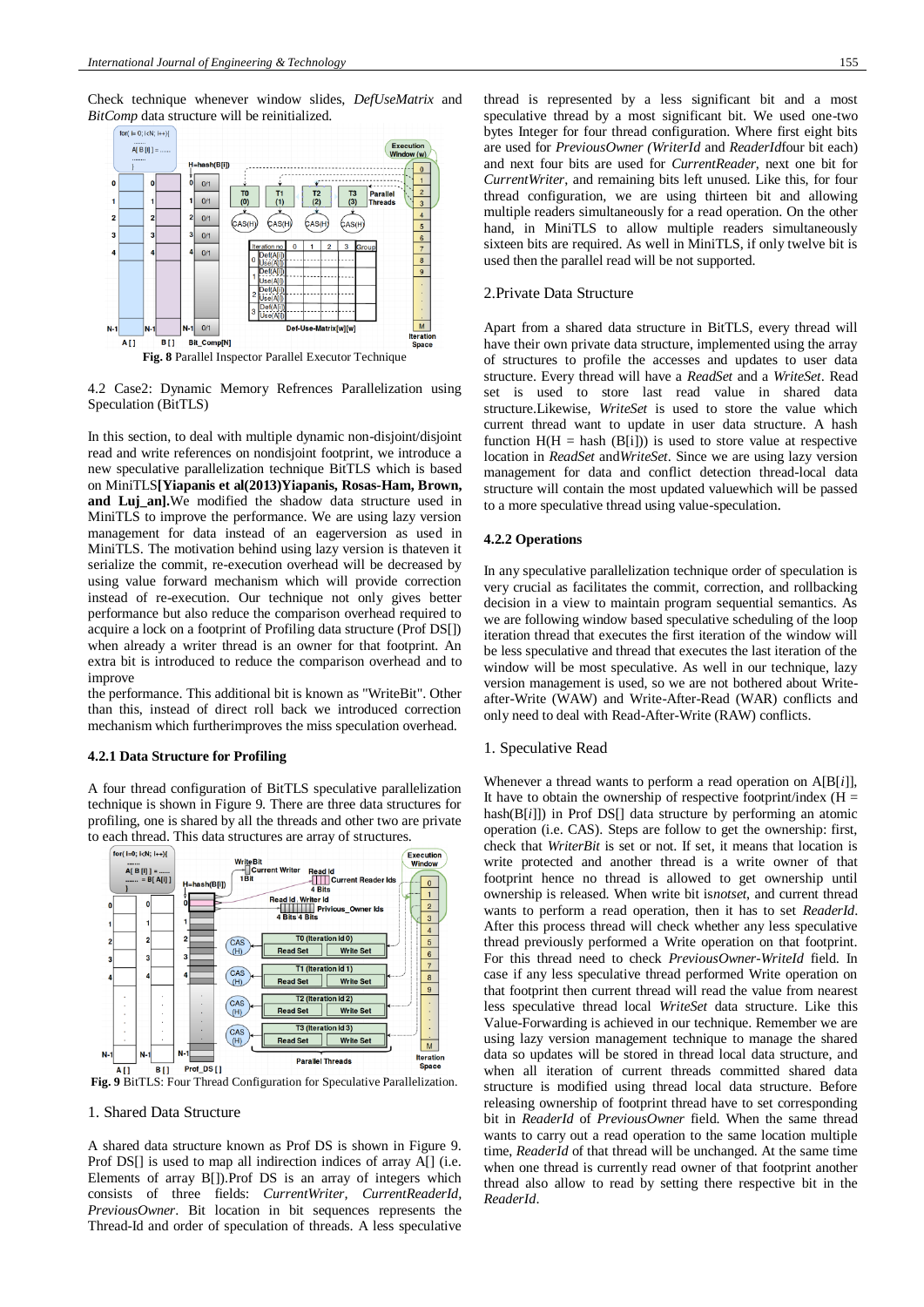Check technique whenever window slides, *DefUseMatrix* and *BitComp* data structure will be reinitialized.

**Fig. 8** Parallel Inspector Parallel Executor Technique

4.2 Case2: Dynamic Memory Refrences Parallelization using Speculation (BitTLS)

In this section, to deal with multiple dynamic non-disjoint/disjoint read and write references on nondisjoint footprint, we introduce a new speculative parallelization technique BitTLS which is based on MiniTLS**[Yiapanis et al(2013)Yiapanis, Rosas-Ham, Brown, and Luj_an].**We modified the shadow data structure used in MiniTLS to improve the performance. We are using lazy version management for data instead of an eagerversion as used in MiniTLS. The motivation behind using lazy version is thateven it serialize the commit, re-execution overhead will be decreased by using value forward mechanism which will provide correction instead of re-execution. Our technique not only gives better performance but also reduce the comparison overhead required to acquire a lock on a footprint of Profiling data structure (Prof DS[]) when already a writer thread is an owner for that footprint. An extra bit is introduced to reduce the comparison overhead and to improve
the performance. This additional bit is known as "WriteBit". Other than this, instead of direct roll back we introduced correction mechanism which furtherimproves the miss speculation overhead.

### 4.2.1 Data Structure for Profiling

A four thread configuration of BitTLS speculative parallelization technique is shown in Figure 9. There are three data structures for profiling, one is shared by all the threads and other two are private to each thread. This data structures are array of structures.

**Fig. 9** BitTLS: Four Thread Configuration for Speculative Parallelization.

1. Shared Data Structure

A shared data structure known as Prof DS is shown in Figure 9. Prof DS[] is used to map all indirection indices of array A[] (i.e. Elements of array B[]).Prof DS is an array of integers which consists of three fields: *CurrentWriter*, *CurrentReaderId*, *PreviousOwner*. Bit location in bit sequences represents the Thread-Id and order of speculation of threads. A less speculative thread is represented by a less significant bit and a most speculative thread by a most significant bit. We used one-two bytes Integer for four thread configuration. Where first eight bits are used for *PreviousOwner (WriterId* and *ReaderId*four bit each) and next four bits are used for *CurrentReader*, next one bit for *CurrentWriter*, and remaining bits left unused. Like this, for four thread configuration, we are using thirteen bit and allowing multiple readers simultaneously for a read operation. On the other hand, in MiniTLS to allow multiple readers simultaneously sixteen bits are required. As well in MiniTLS, if only twelve bit is used then the parallel read will be not supported.

2.Private Data Structure

Apart from a shared data structure in BitTLS, every thread will have their own private data structure, implemented using the array of structures to profile the accesses and updates to user data structure. Every thread will have a *ReadSet* and a *WriteSet*. Read set is used to store last read value in shared data structure.Likewise, *WriteSet* is used to store the value which current thread want to update in user data structure. A hash function H(H = hash (B[i])) is used to store value at respective location in *ReadSet* and*WriteSet*. Since we are using lazy version management for data and conflict detection thread-local data structure will contain the most updated valuewhich will be passed to a more speculative thread using value-speculation.

### 4.2.2 Operations

In any speculative parallelization technique order of speculation is very crucial as facilitates the commit, correction, and rollbacking decision in a view to maintain program sequential semantics. As we are following window based speculative scheduling of the loop iteration thread that executes the first iteration of the window will be less speculative and thread that executes the last iteration of the window will be most speculative. As well in our technique, lazy version management is used, so we are not bothered about Write-after-Write (WAW) and Write-After-Read (WAR) conflicts and only need to deal with Read-After-Write (RAW) conflicts.

1. Speculative Read

Whenever a thread wants to perform a read operation on A[B[*i*]], It have to obtain the ownership of respective footprint/index (H = hash(B[*i*]]) in Prof DS[] data structure by performing an atomic operation (i.e. CAS). Steps are follow to get the ownership: first, check that *WriterBit* is set or not. If set, it means that location is write protected and another thread is a write owner of that footprint hence no thread is allowed to get ownership until ownership is released. When write bit is*notset*, and current thread wants to perform a read operation, then it has to set *ReaderId*. After this process thread will check whether any less speculative thread previously performed a Write operation on that footprint. For this thread need to check *PreviousOwner-WriteId* field. In case if any less speculative thread performed Write operation on that footprint then current thread will read the value from nearest less speculative thread local *WriteSet* data structure. Like this Value-Forwarding is achieved in our technique. Remember we are using lazy version management technique to manage the shared data so updates will be stored in thread local data structure, and when all iteration of current threads committed shared data structure is modified using thread local data structure. Before releasing ownership of footprint thread have to set corresponding bit in *ReaderId* of *PreviousOwner* field. When the same thread wants to carry out a read operation to the same location multiple time, *ReaderId* of that thread will be unchanged. At the same time when one thread is currently read owner of that footprint another thread also allow to read by setting there respective bit in the *ReaderId*.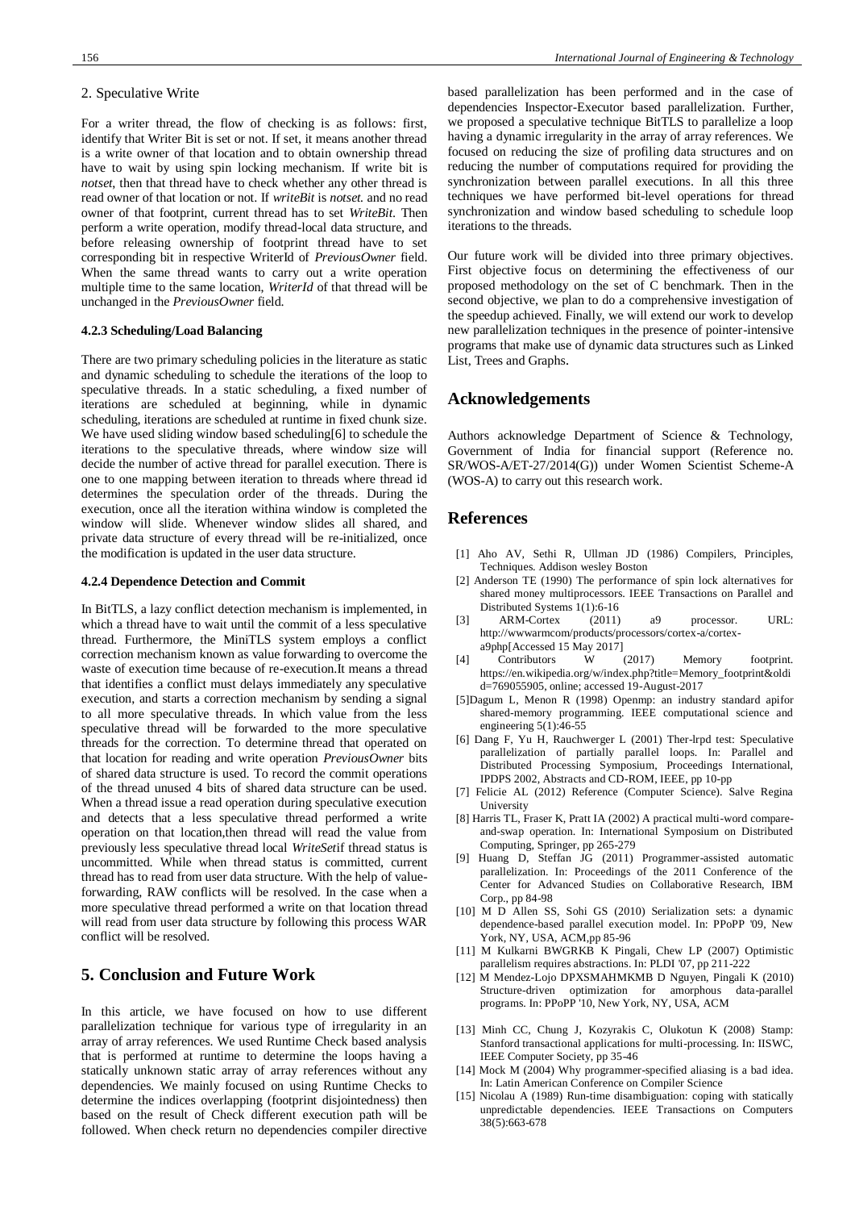2. Speculative Write

For a writer thread, the flow of checking is as follows: first, identify that Writer Bit is set or not. If set, it means another thread is a write owner of that location and to obtain ownership thread have to wait by using spin locking mechanism. If write bit is *notset*, then that thread have to check whether any other thread is read owner of that location or not. If *writeBit* is *notset.* and no read owner of that footprint, current thread has to set *WriteBit*. Then perform a write operation, modify thread-local data structure, and before releasing ownership of footprint thread have to set corresponding bit in respective WriterId of *PreviousOwner* field. When the same thread wants to carry out a write operation multiple time to the same location, *WriterId* of that thread will be unchanged in the *PreviousOwner* field.

#### 4.2.3 Scheduling/Load Balancing

There are two primary scheduling policies in the literature as static and dynamic scheduling to schedule the iterations of the loop to speculative threads. In a static scheduling, a fixed number of iterations are scheduled at beginning, while in dynamic scheduling, iterations are scheduled at runtime in fixed chunk size. We have used sliding window based scheduling[6] to schedule the iterations to the speculative threads, where window size will decide the number of active thread for parallel execution. There is one to one mapping between iteration to threads where thread id determines the speculation order of the threads. During the execution, once all the iteration withina window is completed the window will slide. Whenever window slides all shared, and private data structure of every thread will be re-initialized, once the modification is updated in the user data structure.

#### 4.2.4 Dependence Detection and Commit

In BitTLS, a lazy conflict detection mechanism is implemented, in which a thread have to wait until the commit of a less speculative thread. Furthermore, the MiniTLS system employs a conflict correction mechanism known as value forwarding to overcome the waste of execution time because of re-execution.It means a thread that identifies a conflict must delays immediately any speculative execution, and starts a correction mechanism by sending a signal to all more speculative threads. In which value from the less speculative thread will be forwarded to the more speculative threads for the correction. To determine thread that operated on that location for reading and write operation *PreviousOwner* bits of shared data structure is used. To record the commit operations of the thread unused 4 bits of shared data structure can be used. When a thread issue a read operation during speculative execution and detects that a less speculative thread performed a write operation on that location,then thread will read the value from previously less speculative thread local *WriteSet*if thread status is uncommitted. While when thread status is committed, current thread has to read from user data structure. With the help of value-forwarding, RAW conflicts will be resolved. In the case when a more speculative thread performed a write on that location thread will read from user data structure by following this process WAR conflict will be resolved.

## 5. Conclusion and Future Work

In this article, we have focused on how to use different parallelization technique for various type of irregularity in an array of array references. We used Runtime Check based analysis that is performed at runtime to determine the loops having a statically unknown static array of array references without any dependencies. We mainly focused on using Runtime Checks to determine the indices overlapping (footprint disjointedness) then based on the result of Check different execution path will be followed. When check return no dependencies compiler directive based parallelization has been performed and in the case of dependencies Inspector-Executor based parallelization. Further, we proposed a speculative technique BitTLS to parallelize a loop having a dynamic irregularity in the array of array references. We focused on reducing the size of profiling data structures and on reducing the number of computations required for providing the synchronization between parallel executions. In all this three techniques we have performed bit-level operations for thread synchronization and window based scheduling to schedule loop iterations to the threads.

Our future work will be divided into three primary objectives. First objective focus on determining the effectiveness of our proposed methodology on the set of C benchmark. Then in the second objective, we plan to do a comprehensive investigation of the speedup achieved. Finally, we will extend our work to develop new parallelization techniques in the presence of pointer-intensive programs that make use of dynamic data structures such as Linked List, Trees and Graphs.

## Acknowledgements

Authors acknowledge Department of Science & Technology, Government of India for financial support (Reference no. SR/WOS-A/ET-27/2014(G)) under Women Scientist Scheme-A (WOS-A) to carry out this research work.

## References

[1] Aho AV, Sethi R, Ullman JD (1986) Compilers, Principles, Techniques. Addison wesley Boston

[2] Anderson TE (1990) The performance of spin lock alternatives for shared money multiprocessors. IEEE Transactions on Parallel and Distributed Systems 1(1):6-16

[3] ARM-Cortex (2011) a9 processor. URL: http://wwwarmcom/products/processors/cortex-a/cortex-a9php[Accessed 15 May 2017]

[4] Contributors W (2017) Memory footprint. https://en.wikipedia.org/w/index.php?title=Memory_footprint&oldid=769055905, online; accessed 19-August-2017

[5]Dagum L, Menon R (1998) Openmp: an industry standard apifor shared-memory programming. IEEE computational science and engineering 5(1):46-55

[6] Dang F, Yu H, Rauchwerger L (2001) Ther-lrpd test: Speculative parallelization of partially parallel loops. In: Parallel and Distributed Processing Symposium, Proceedings International, IPDPS 2002, Abstracts and CD-ROM, IEEE, pp 10-pp

[7] Felicie AL (2012) Reference (Computer Science). Salve Regina University

[8] Harris TL, Fraser K, Pratt IA (2002) A practical multi-word compare-and-swap operation. In: International Symposium on Distributed Computing, Springer, pp 265-279

[9] Huang D, Steffan JG (2011) Programmer-assisted automatic parallelization. In: Proceedings of the 2011 Conference of the Center for Advanced Studies on Collaborative Research, IBM Corp., pp 84-98

[10] M D Allen SS, Sohi GS (2010) Serialization sets: a dynamic dependence-based parallel execution model. In: PPoPP '09, New York, NY, USA, ACM,pp 85-96

[11] M Kulkarni BWGRKB K Pingali, Chew LP (2007) Optimistic parallelism requires abstractions. In: PLDI '07, pp 211-222

[12] M Mendez-Lojo DPXSMAHMKMB D Nguyen, Pingali K (2010) Structure-driven optimization for amorphous data-parallel programs. In: PPoPP '10, New York, NY, USA, ACM

[13] Minh CC, Chung J, Kozyrakis C, Olukotun K (2008) Stamp: Stanford transactional applications for multi-processing. In: IISWC, IEEE Computer Society, pp 35-46

[14] Mock M (2004) Why programmer-specified aliasing is a bad idea. In: Latin American Conference on Compiler Science

[15] Nicolau A (1989) Run-time disambiguation: coping with statically unpredictable dependencies. IEEE Transactions on Computers 38(5):663-678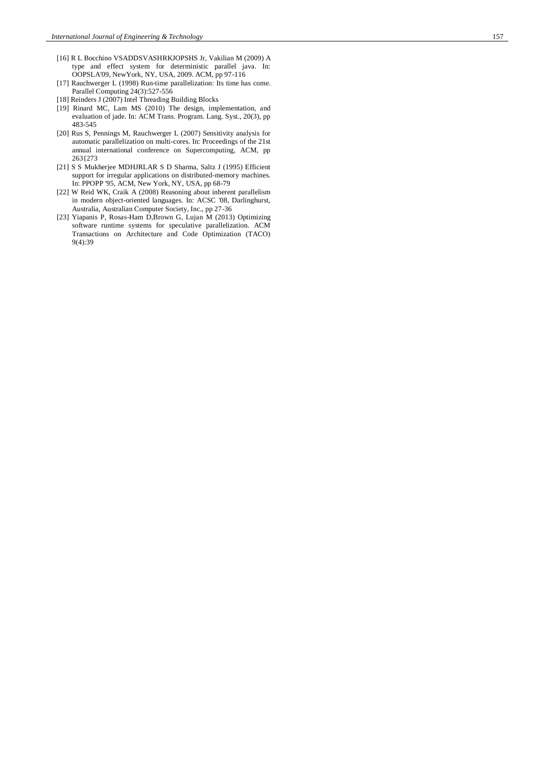[16] R L Bocchino VSADDSVASHRKJOPSHS Jr, Vakilian M (2009) A type and effect system for deterministic parallel java. In: OOPSLA'09, NewYork, NY, USA, 2009. ACM, pp 97-116

[17] Rauchwerger L (1998) Run-time parallelization: Its time has come. Parallel Computing 24(3):527-556

[18] Reinders J (2007) Intel Threading Building Blocks

[19] Rinard MC, Lam MS (2010) The design, implementation, and evaluation of jade. In: ACM Trans. Program. Lang. Syst., 20(3), pp 483-545

[20] Rus S, Pennings M, Rauchwerger L (2007) Sensitivity analysis for automatic parallelization on multi-cores. In: Proceedings of the 21st annual international conference on Supercomputing, ACM, pp 263{273

[21] S S Mukherjee MDHJRLAR S D Sharma, Saltz J (1995) Efficient support for irregular applications on distributed-memory machines. In: PPOPP '95, ACM, New York, NY, USA, pp 68-79

[22] W Reid WK, Craik A (2008) Reasoning about inherent parallelism in modern object-oriented languages. In: ACSC '08, Darlinghurst, Australia, Australian Computer Society, Inc., pp 27-36

[23] Yiapanis P, Rosas-Ham D,Brown G, Lujan M (2013) Optimizing software runtime systems for speculative parallelization. ACM Transactions on Architecture and Code Optimization (TACO) 9(4):39